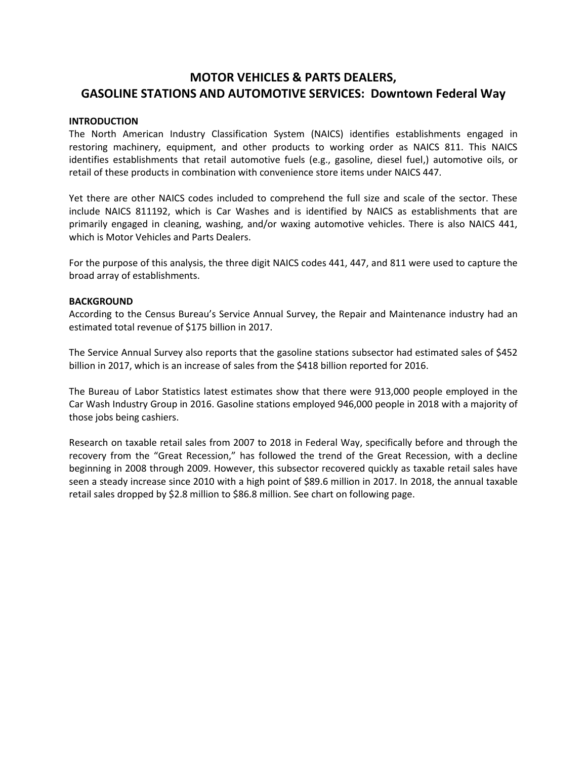# MOTOR VEHICLES & PARTS DEALERS, GASOLINE STATIONS AND AUTOMOTIVE SERVICES: Downtown Federal Way

### INTRODUCTION

The North American Industry Classification System (NAICS) identifies establishments engaged in restoring machinery, equipment, and other products to working order as NAICS 811. This NAICS identifies establishments that retail automotive fuels (e.g., gasoline, diesel fuel,) automotive oils, or retail of these products in combination with convenience store items under NAICS 447.

Yet there are other NAICS codes included to comprehend the full size and scale of the sector. These include NAICS 811192, which is Car Washes and is identified by NAICS as establishments that are primarily engaged in cleaning, washing, and/or waxing automotive vehicles. There is also NAICS 441, which is Motor Vehicles and Parts Dealers.

For the purpose of this analysis, the three digit NAICS codes 441, 447, and 811 were used to capture the broad array of establishments.

### BACKGROUND

According to the Census Bureau's Service Annual Survey, the Repair and Maintenance industry had an estimated total revenue of $175 billion in 2017.

The Service Annual Survey also reports that the gasoline stations subsector had estimated sales of $452 billion in 2017, which is an increase of sales from the $418 billion reported for 2016.

The Bureau of Labor Statistics latest estimates show that there were 913,000 people employed in the Car Wash Industry Group in 2016. Gasoline stations employed 946,000 people in 2018 with a majority of those jobs being cashiers.

Research on taxable retail sales from 2007 to 2018 in Federal Way, specifically before and through the recovery from the "Great Recession," has followed the trend of the Great Recession, with a decline beginning in 2008 through 2009. However, this subsector recovered quickly as taxable retail sales have seen a steady increase since 2010 with a high point of $89.6 million in 2017. In 2018, the annual taxable retail sales dropped by $2.8 million to $86.8 million. See chart on following page.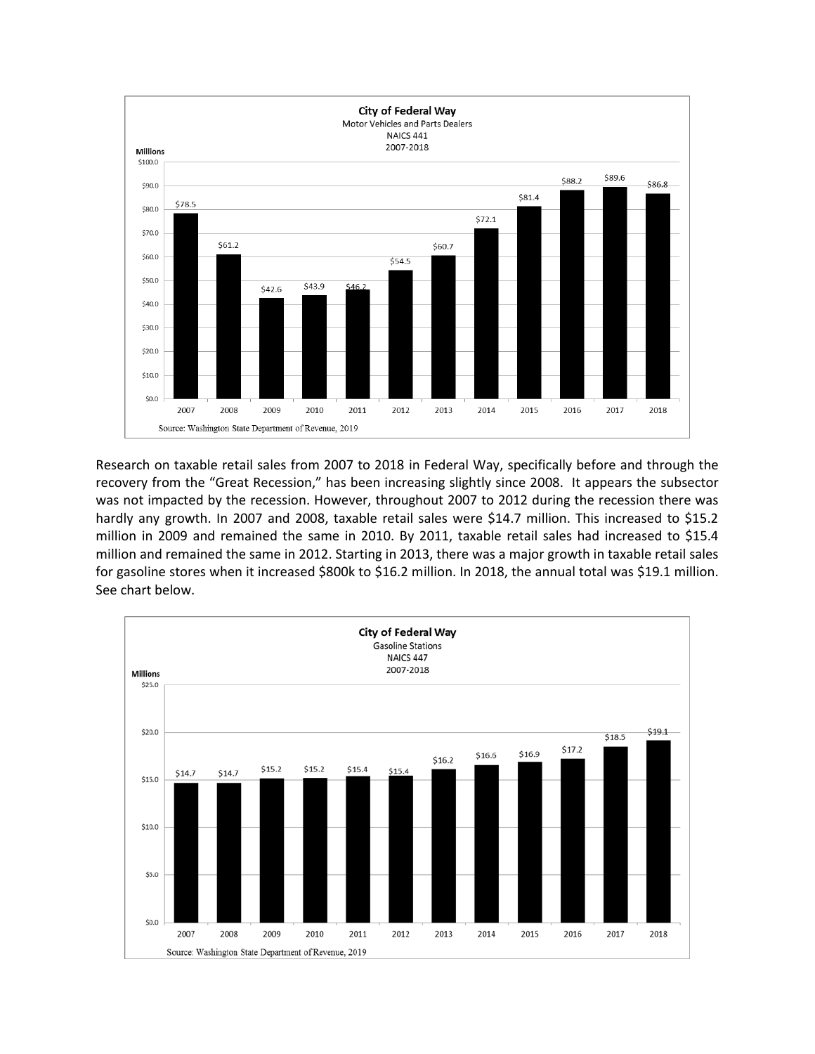**City of Federal Way**
Motor Vehicles and Parts Dealers
NAICS 441
2007-2018

Millions

| Year | Sales |
|---|---|
| 2007 | $78.5 |
| 2008 | $61.2 |
| 2009 | $42.6 |
| 2010 | $43.9 |
| 2011 | $46.2 |
| 2012 | $54.5 |
| 2013 | $60.7 |
| 2014 | $72.1 |
| 2015 | $81.4 |
| 2016 | $88.2 |
| 2017 | $89.6 |
| 2018 | $86.8 |

Source: Washington State Department of Revenue, 2019

Research on taxable retail sales from 2007 to 2018 in Federal Way, specifically before and through the recovery from the "Great Recession," has been increasing slightly since 2008. It appears the subsector was not impacted by the recession. However, throughout 2007 to 2012 during the recession there was hardly any growth. In 2007 and 2008, taxable retail sales were $14.7 million. This increased to $15.2 million in 2009 and remained the same in 2010. By 2011, taxable retail sales had increased to $15.4 million and remained the same in 2012. Starting in 2013, there was a major growth in taxable retail sales for gasoline stores when it increased $800k to $16.2 million. In 2018, the annual total was $19.1 million. See chart below.

**City of Federal Way**
Gasoline Stations
NAICS 447
2007-2018

Millions

| Year | Sales |
|---|---|
| 2007 | $14.7 |
| 2008 | $14.7 |
| 2009 | $15.2 |
| 2010 | $15.2 |
| 2011 | $15.4 |
| 2012 | $15.4 |
| 2013 | $16.2 |
| 2014 | $16.6 |
| 2015 | $16.9 |
| 2016 | $17.2 |
| 2017 | $18.5 |
| 2018 | $19.1 |

Source: Washington State Department of Revenue, 2019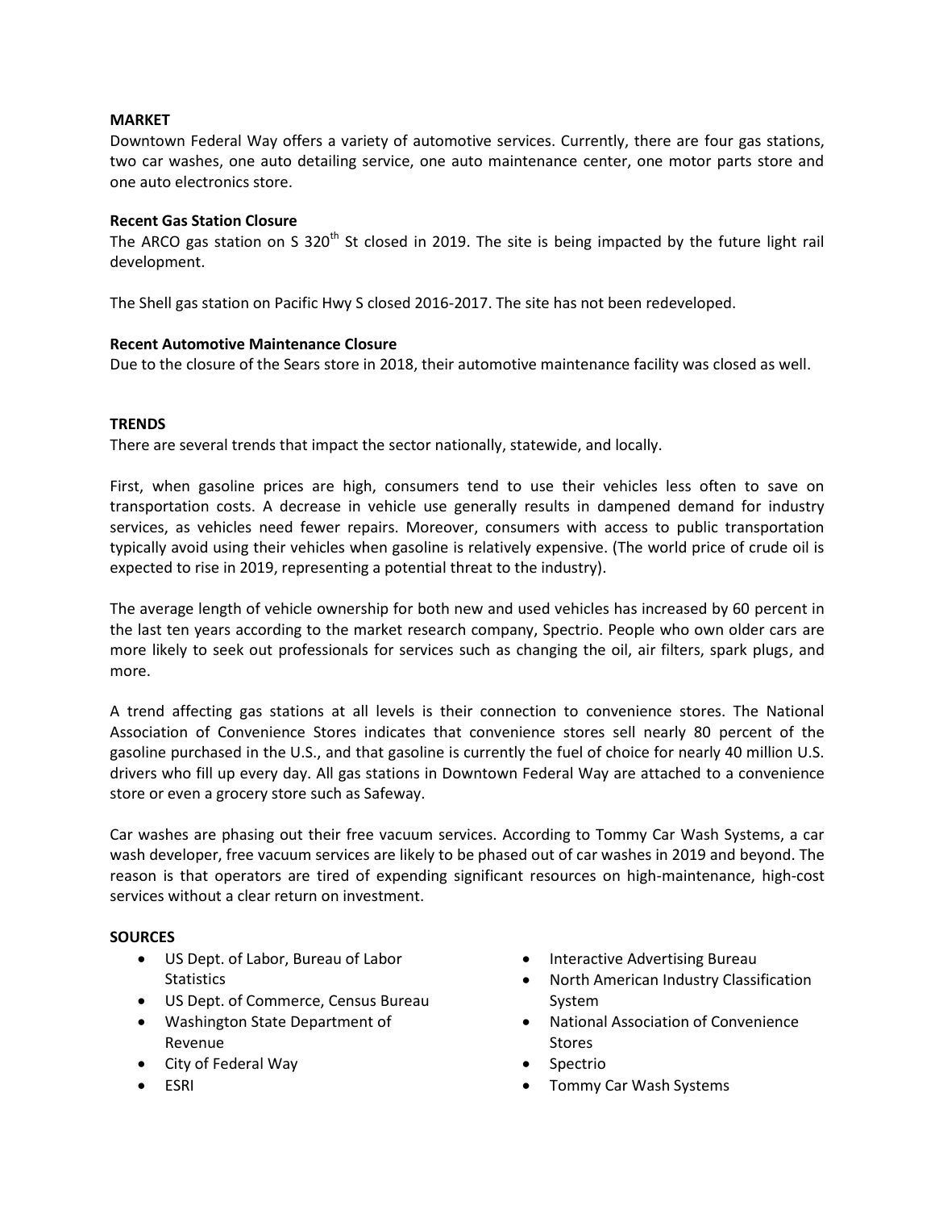## MARKET

Downtown Federal Way offers a variety of automotive services. Currently, there are four gas stations, two car washes, one auto detailing service, one auto maintenance center, one motor parts store and one auto electronics store.

### Recent Gas Station Closure

The ARCO gas station on S 320th St closed in 2019. The site is being impacted by the future light rail development.

The Shell gas station on Pacific Hwy S closed 2016-2017. The site has not been redeveloped.

### Recent Automotive Maintenance Closure

Due to the closure of the Sears store in 2018, their automotive maintenance facility was closed as well.

## TRENDS

There are several trends that impact the sector nationally, statewide, and locally.

First, when gasoline prices are high, consumers tend to use their vehicles less often to save on transportation costs. A decrease in vehicle use generally results in dampened demand for industry services, as vehicles need fewer repairs. Moreover, consumers with access to public transportation typically avoid using their vehicles when gasoline is relatively expensive. (The world price of crude oil is expected to rise in 2019, representing a potential threat to the industry).

The average length of vehicle ownership for both new and used vehicles has increased by 60 percent in the last ten years according to the market research company, Spectrio. People who own older cars are more likely to seek out professionals for services such as changing the oil, air filters, spark plugs, and more.

A trend affecting gas stations at all levels is their connection to convenience stores. The National Association of Convenience Stores indicates that convenience stores sell nearly 80 percent of the gasoline purchased in the U.S., and that gasoline is currently the fuel of choice for nearly 40 million U.S. drivers who fill up every day. All gas stations in Downtown Federal Way are attached to a convenience store or even a grocery store such as Safeway.

Car washes are phasing out their free vacuum services. According to Tommy Car Wash Systems, a car wash developer, free vacuum services are likely to be phased out of car washes in 2019 and beyond. The reason is that operators are tired of expending significant resources on high-maintenance, high-cost services without a clear return on investment.

## SOURCES

- US Dept. of Labor, Bureau of Labor Statistics
- US Dept. of Commerce, Census Bureau
- Washington State Department of Revenue
- City of Federal Way
- ESRI
- Interactive Advertising Bureau
- North American Industry Classification System
- National Association of Convenience Stores
- Spectrio
- Tommy Car Wash Systems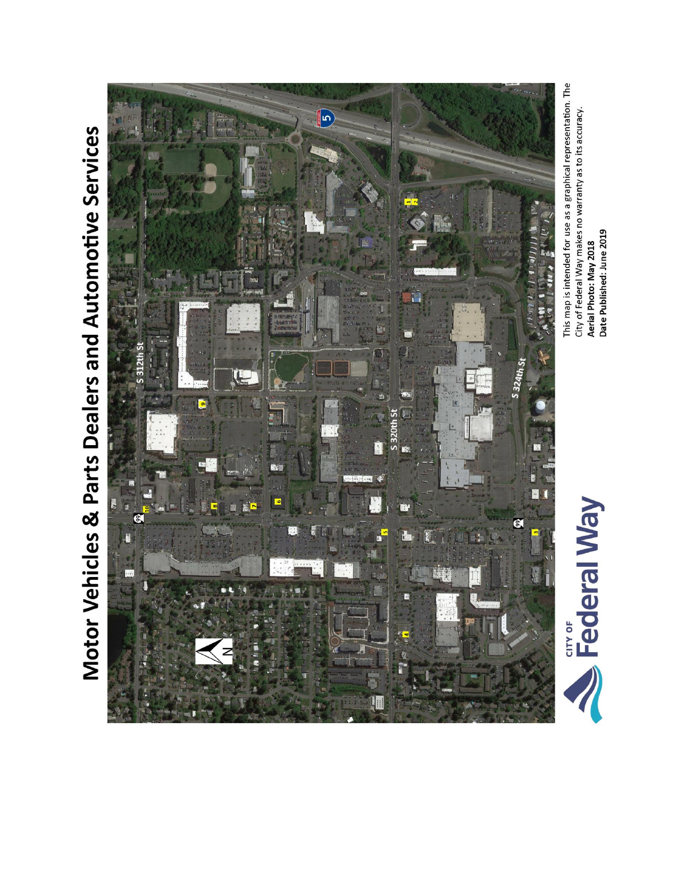# Motor Vehicles & Parts Dealers and Automotive Services

S 312th St

S 320th St

S 324th St

This map is intended for use as a graphical representation. The City of Federal Way makes no warranty as to its accuracy.

**Aerial Photo: May 2018**

**Date Published: June 2019**

CITY OF Federal Way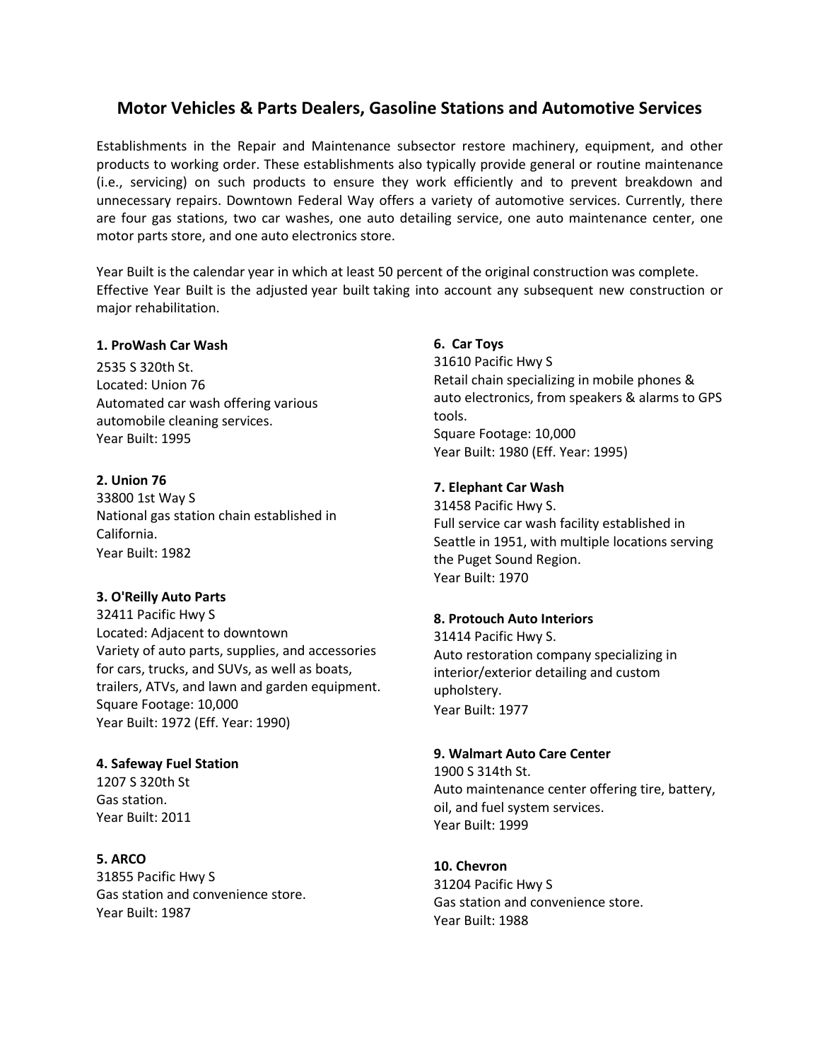## Motor Vehicles & Parts Dealers, Gasoline Stations and Automotive Services

Establishments in the Repair and Maintenance subsector restore machinery, equipment, and other products to working order. These establishments also typically provide general or routine maintenance (i.e., servicing) on such products to ensure they work efficiently and to prevent breakdown and unnecessary repairs. Downtown Federal Way offers a variety of automotive services. Currently, there are four gas stations, two car washes, one auto detailing service, one auto maintenance center, one motor parts store, and one auto electronics store.

Year Built is the calendar year in which at least 50 percent of the original construction was complete. Effective Year Built is the adjusted year built taking into account any subsequent new construction or major rehabilitation.

**1. ProWash Car Wash**
2535 S 320th St.
Located: Union 76
Automated car wash offering various automobile cleaning services.
Year Built: 1995

**2. Union 76**
33800 1st Way S
National gas station chain established in California.
Year Built: 1982

**3. O'Reilly Auto Parts**
32411 Pacific Hwy S
Located: Adjacent to downtown
Variety of auto parts, supplies, and accessories for cars, trucks, and SUVs, as well as boats, trailers, ATVs, and lawn and garden equipment.
Square Footage: 10,000
Year Built: 1972 (Eff. Year: 1990)

**4. Safeway Fuel Station**
1207 S 320th St
Gas station.
Year Built: 2011

**5. ARCO**
31855 Pacific Hwy S
Gas station and convenience store.
Year Built: 1987

**6. Car Toys**
31610 Pacific Hwy S
Retail chain specializing in mobile phones & auto electronics, from speakers & alarms to GPS tools.
Square Footage: 10,000
Year Built: 1980 (Eff. Year: 1995)

**7. Elephant Car Wash**
31458 Pacific Hwy S.
Full service car wash facility established in Seattle in 1951, with multiple locations serving the Puget Sound Region.
Year Built: 1970

**8. Protouch Auto Interiors**
31414 Pacific Hwy S.
Auto restoration company specializing in interior/exterior detailing and custom upholstery.
Year Built: 1977

**9. Walmart Auto Care Center**
1900 S 314th St.
Auto maintenance center offering tire, battery, oil, and fuel system services.
Year Built: 1999

**10. Chevron**
31204 Pacific Hwy S
Gas station and convenience store.
Year Built: 1988